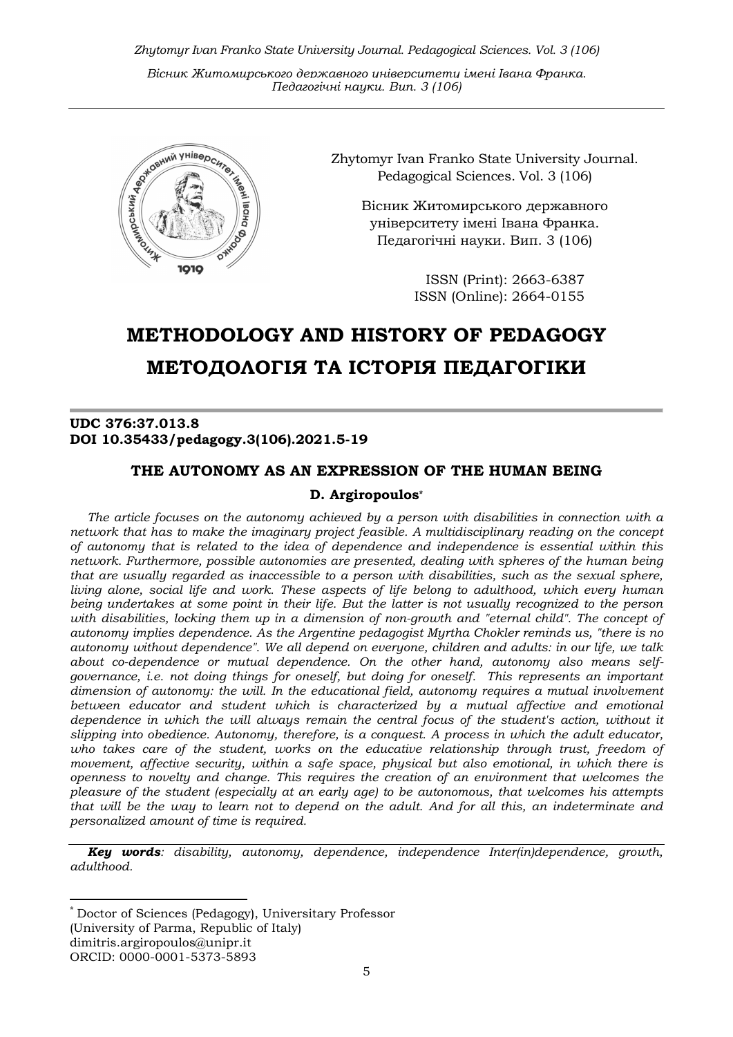Zhytomyr Ivan Franko State University Journal. Pedagogical Sciences. Vol. 3 (106)

Вісник Житомирського державного університету імені Івана Франка. Педагогічні науки. Вип. 3 (106)

ISSN (Print): 2663-6387
ISSN (Online): 2664-0155

# METHODOLOGY AND HISTORY OF PEDAGOGY
# МЕТОДОЛОГІЯ ТА ІСТОРІЯ ПЕДАГОГІКИ

**UDC 376:37.013.8**
**DOI 10.35433/pedagogy.3(106).2021.5-19**

## THE AUTONOMY AS AN EXPRESSION OF THE HUMAN BEING

**D. Argiropoulos***

*The article focuses on the autonomy achieved by a person with disabilities in connection with a network that has to make the imaginary project feasible. A multidisciplinary reading on the concept of autonomy that is related to the idea of dependence and independence is essential within this network. Furthermore, possible autonomies are presented, dealing with spheres of the human being that are usually regarded as inaccessible to a person with disabilities, such as the sexual sphere, living alone, social life and work. These aspects of life belong to adulthood, which every human being undertakes at some point in their life. But the latter is not usually recognized to the person with disabilities, locking them up in a dimension of non-growth and "eternal child". The concept of autonomy implies dependence. As the Argentine pedagogist Myrtha Chokler reminds us, "there is no autonomy without dependence". We all depend on everyone, children and adults: in our life, we talk about co-dependence or mutual dependence. On the other hand, autonomy also means self-governance, i.e. not doing things for oneself, but doing for oneself. This represents an important dimension of autonomy: the will. In the educational field, autonomy requires a mutual involvement between educator and student which is characterized by a mutual affective and emotional dependence in which the will always remain the central focus of the student's action, without it slipping into obedience. Autonomy, therefore, is a conquest. A process in which the adult educator, who takes care of the student, works on the educative relationship through trust, freedom of movement, affective security, within a safe space, physical but also emotional, in which there is openness to novelty and change. This requires the creation of an environment that welcomes the pleasure of the student (especially at an early age) to be autonomous, that welcomes his attempts that will be the way to learn not to depend on the adult. And for all this, an indeterminate and personalized amount of time is required.*

***Key words**: disability, autonomy, dependence, independence Inter(in)dependence, growth, adulthood.*

---

\* Doctor of Sciences (Pedagogy), Universitary Professor
(University of Parma, Republic of Italy)
dimitris.argiropoulos@unipr.it
ORCID: 0000-0001-5373-5893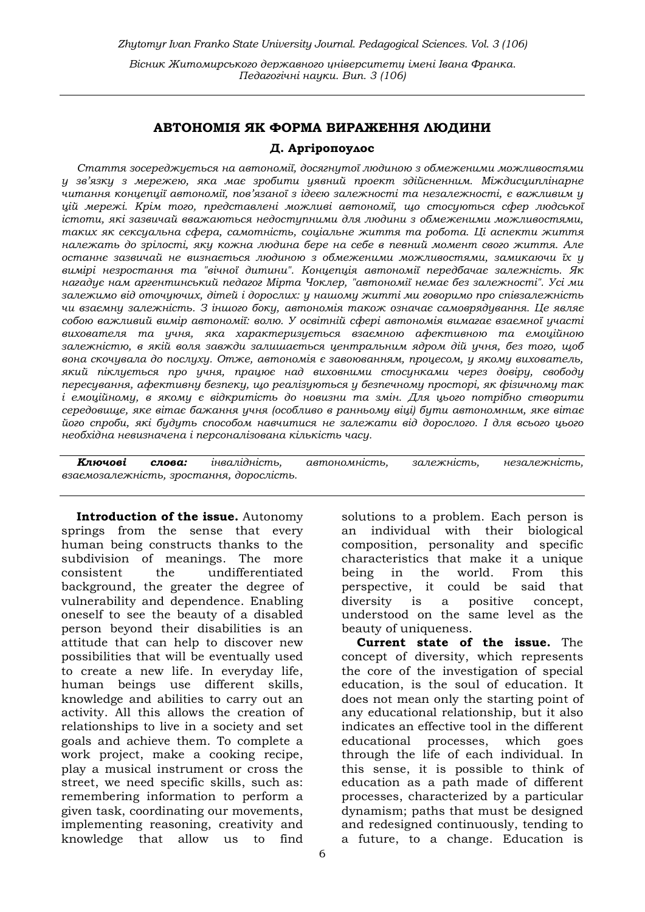## АВТОНОМІЯ ЯК ФОРМА ВИРАЖЕННЯ ЛЮДИНИ

**Д. Аргіропоулос**

*Стаття зосереджується на автономії, досягнутої людиною з обмеженими можливостями у зв'язку з мережею, яка має зробити уявний проект здійсненним. Міждисциплінарне читання концепції автономії, пов'язаної з ідеєю залежності та незалежності, є важливим у цій мережі. Крім того, представлені можливі автономії, що стосуються сфер людської істоти, які зазвичай вважаються недоступними для людини з обмеженими можливостями, таких як сексуальна сфера, самотність, соціальне життя та робота. Ці аспекти життя належать до зрілості, яку кожна людина бере на себе в певний момент свого життя. Але останнє зазвичай не визнається людиною з обмеженими можливостями, замикаючи їх у вимірі незростання та "вічної дитини". Концепція автономії передбачає залежність. Як нагадує нам аргентинський педагог Мірта Чоклер, "автономії немає без залежності". Усі ми залежимо від оточуючих, дітей і дорослих: у нашому житті ми говоримо про співзалежність чи взаємну залежність. З іншого боку, автономія також означає самоврядування. Це являє собою важливий вимір автономії: волю. У освітній сфері автономія вимагає взаємної участі вихователя та учня, яка характеризується взаємною афективною та емоційною залежністю, в якій воля завжди залишається центральним ядром дій учня, без того, щоб вона скочувала до послуху. Отже, автономія є завоюванням, процесом, у якому вихователь, який піклується про учня, працює над виховними стосунками через довіру, свободу пересування, афективну безпеку, що реалізуються у безпечному просторі, як фізичному так і емоційному, в якому є відкритість до новизни та змін. Для цього потрібно створити середовище, яке вітає бажання учня (особливо в ранньому віці) бути автономним, яке вітає його спроби, які будуть способом навчитися не залежати від дорослого. І для всього цього необхідна невизначена і персоналізована кількість часу.*

***Ключові слова:*** *інвалідність, автономність, залежність, незалежність, взаємозалежність, зростання, дорослість.*

**Introduction of the issue.** Autonomy springs from the sense that every human being constructs thanks to the subdivision of meanings. The more consistent the undifferentiated background, the greater the degree of vulnerability and dependence. Enabling oneself to see the beauty of a disabled person beyond their disabilities is an attitude that can help to discover new possibilities that will be eventually used to create a new life. In everyday life, human beings use different skills, knowledge and abilities to carry out an activity. All this allows the creation of relationships to live in a society and set goals and achieve them. To complete a work project, make a cooking recipe, play a musical instrument or cross the street, we need specific skills, such as: remembering information to perform a given task, coordinating our movements, implementing reasoning, creativity and knowledge that allow us to find solutions to a problem. Each person is an individual with their biological composition, personality and specific characteristics that make it a unique being in the world. From this perspective, it could be said that diversity is a positive concept, understood on the same level as the beauty of uniqueness.

**Current state of the issue.** The concept of diversity, which represents the core of the investigation of special education, is the soul of education. It does not mean only the starting point of any educational relationship, but it also indicates an effective tool in the different educational processes, which goes through the life of each individual. In this sense, it is possible to think of education as a path made of different processes, characterized by a particular dynamism; paths that must be designed and redesigned continuously, tending to a future, to a change. Education is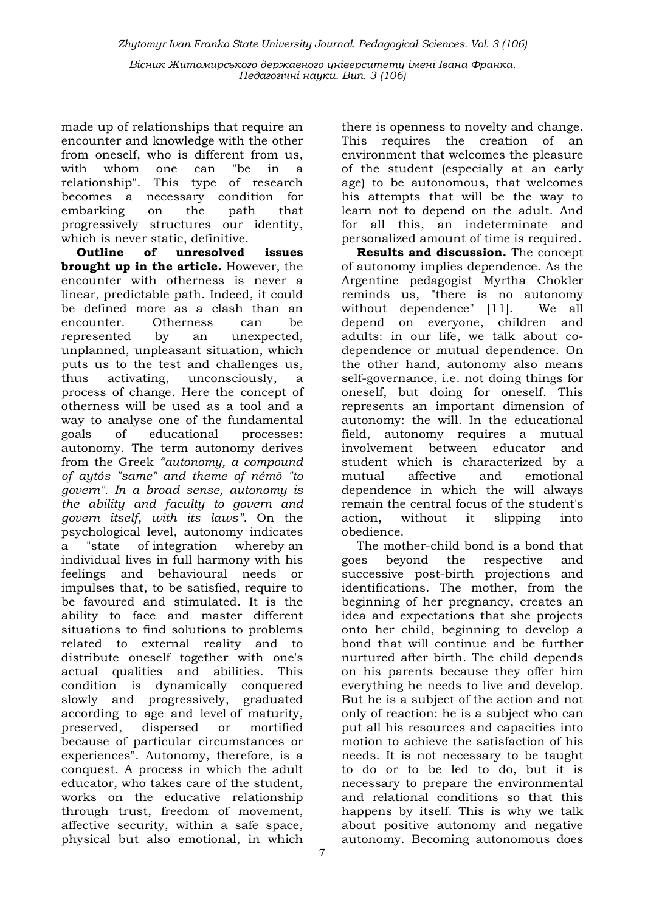made up of relationships that require an encounter and knowledge with the other from oneself, who is different from us, with whom one can "be in a relationship". This type of research becomes a necessary condition for embarking on the path that progressively structures our identity, which is never static, definitive.

**Outline of unresolved issues brought up in the article.** However, the encounter with otherness is never a linear, predictable path. Indeed, it could be defined more as a clash than an encounter. Otherness can be represented by an unexpected, unplanned, unpleasant situation, which puts us to the test and challenges us, thus activating, unconsciously, a process of change. Here the concept of otherness will be used as a tool and a way to analyse one of the fundamental goals of educational processes: autonomy. The term autonomy derives from the Greek *"autonomy, a compound of aytós "same" and theme of némō "to govern". In a broad sense, autonomy is the ability and faculty to govern and govern itself, with its laws"*. On the psychological level, autonomy indicates a "state of integration whereby an individual lives in full harmony with his feelings and behavioural needs or impulses that, to be satisfied, require to be favoured and stimulated. It is the ability to face and master different situations to find solutions to problems related to external reality and to distribute oneself together with one's actual qualities and abilities. This condition is dynamically conquered slowly and progressively, graduated according to age and level of maturity, preserved, dispersed or mortified because of particular circumstances or experiences". Autonomy, therefore, is a conquest. A process in which the adult educator, who takes care of the student, works on the educative relationship through trust, freedom of movement, affective security, within a safe space, physical but also emotional, in which there is openness to novelty and change. This requires the creation of an environment that welcomes the pleasure of the student (especially at an early age) to be autonomous, that welcomes his attempts that will be the way to learn not to depend on the adult. And for all this, an indeterminate and personalized amount of time is required.

**Results and discussion.** The concept of autonomy implies dependence. As the Argentine pedagogist Myrtha Chokler reminds us, "there is no autonomy without dependence" [11]. We all depend on everyone, children and adults: in our life, we talk about co-dependence or mutual dependence. On the other hand, autonomy also means self-governance, i.e. not doing things for oneself, but doing for oneself. This represents an important dimension of autonomy: the will. In the educational field, autonomy requires a mutual involvement between educator and student which is characterized by a mutual affective and emotional dependence in which the will always remain the central focus of the student's action, without it slipping into obedience.

The mother-child bond is a bond that goes beyond the respective and successive post-birth projections and identifications. The mother, from the beginning of her pregnancy, creates an idea and expectations that she projects onto her child, beginning to develop a bond that will continue and be further nurtured after birth. The child depends on his parents because they offer him everything he needs to live and develop. But he is a subject of the action and not only of reaction: he is a subject who can put all his resources and capacities into motion to achieve the satisfaction of his needs. It is not necessary to be taught to do or to be led to do, but it is necessary to prepare the environmental and relational conditions so that this happens by itself. This is why we talk about positive autonomy and negative autonomy. Becoming autonomous does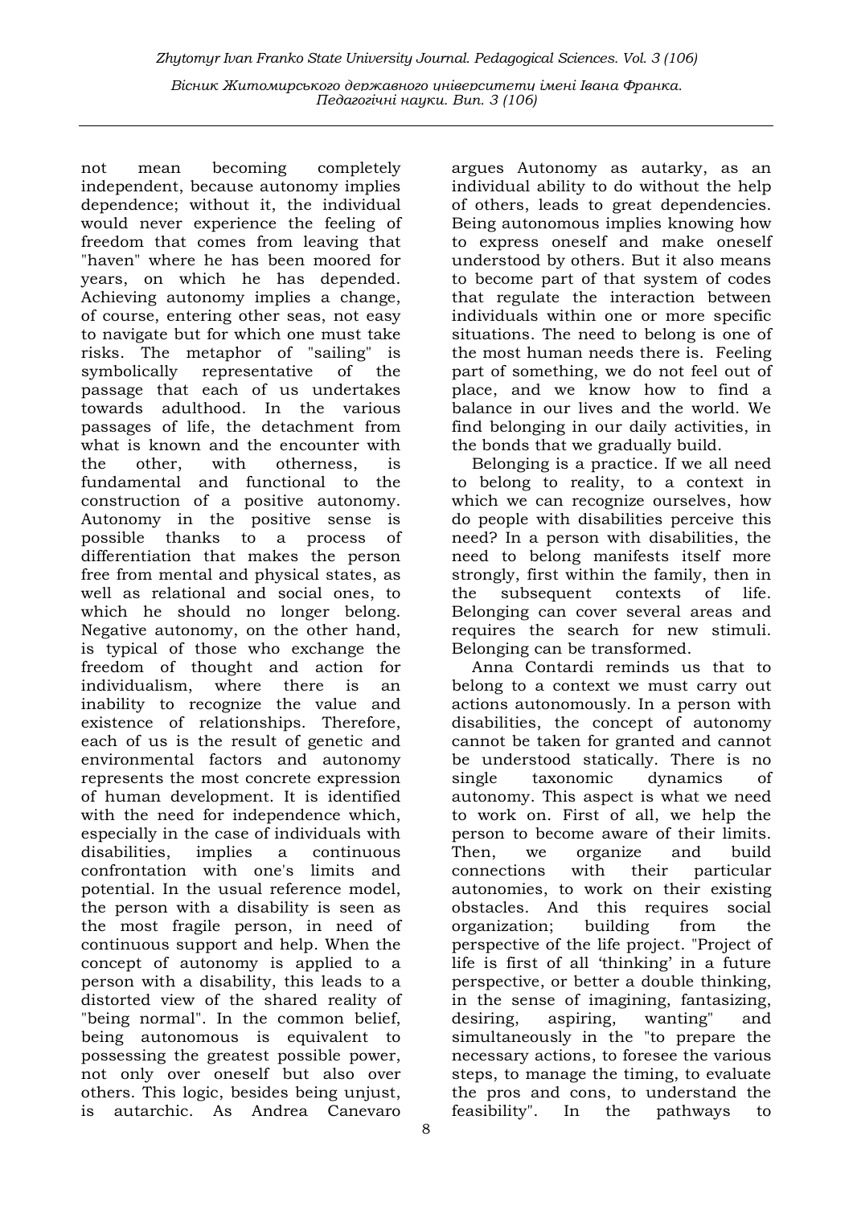not mean becoming completely independent, because autonomy implies dependence; without it, the individual would never experience the feeling of freedom that comes from leaving that "haven" where he has been moored for years, on which he has depended. Achieving autonomy implies a change, of course, entering other seas, not easy to navigate but for which one must take risks. The metaphor of "sailing" is symbolically representative of the passage that each of us undertakes towards adulthood. In the various passages of life, the detachment from what is known and the encounter with the other, with otherness, is fundamental and functional to the construction of a positive autonomy. Autonomy in the positive sense is possible thanks to a process of differentiation that makes the person free from mental and physical states, as well as relational and social ones, to which he should no longer belong. Negative autonomy, on the other hand, is typical of those who exchange the freedom of thought and action for individualism, where there is an inability to recognize the value and existence of relationships. Therefore, each of us is the result of genetic and environmental factors and autonomy represents the most concrete expression of human development. It is identified with the need for independence which, especially in the case of individuals with disabilities, implies a continuous confrontation with one's limits and potential. In the usual reference model, the person with a disability is seen as the most fragile person, in need of continuous support and help. When the concept of autonomy is applied to a person with a disability, this leads to a distorted view of the shared reality of "being normal". In the common belief, being autonomous is equivalent to possessing the greatest possible power, not only over oneself but also over others. This logic, besides being unjust, is autarchic. As Andrea Canevaro argues Autonomy as autarky, as an individual ability to do without the help of others, leads to great dependencies. Being autonomous implies knowing how to express oneself and make oneself understood by others. But it also means to become part of that system of codes that regulate the interaction between individuals within one or more specific situations. The need to belong is one of the most human needs there is. Feeling part of something, we do not feel out of place, and we know how to find a balance in our lives and the world. We find belonging in our daily activities, in the bonds that we gradually build.

Belonging is a practice. If we all need to belong to reality, to a context in which we can recognize ourselves, how do people with disabilities perceive this need? In a person with disabilities, the need to belong manifests itself more strongly, first within the family, then in the subsequent contexts of life. Belonging can cover several areas and requires the search for new stimuli. Belonging can be transformed.

Anna Contardi reminds us that to belong to a context we must carry out actions autonomously. In a person with disabilities, the concept of autonomy cannot be taken for granted and cannot be understood statically. There is no single taxonomic dynamics of autonomy. This aspect is what we need to work on. First of all, we help the person to become aware of their limits. Then, we organize and build connections with their particular autonomies, to work on their existing obstacles. And this requires social organization; building from the perspective of the life project. "Project of life is first of all 'thinking' in a future perspective, or better a double thinking, in the sense of imagining, fantasizing, desiring, aspiring, wanting" and simultaneously in the "to prepare the necessary actions, to foresee the various steps, to manage the timing, to evaluate the pros and cons, to understand the feasibility". In the pathways to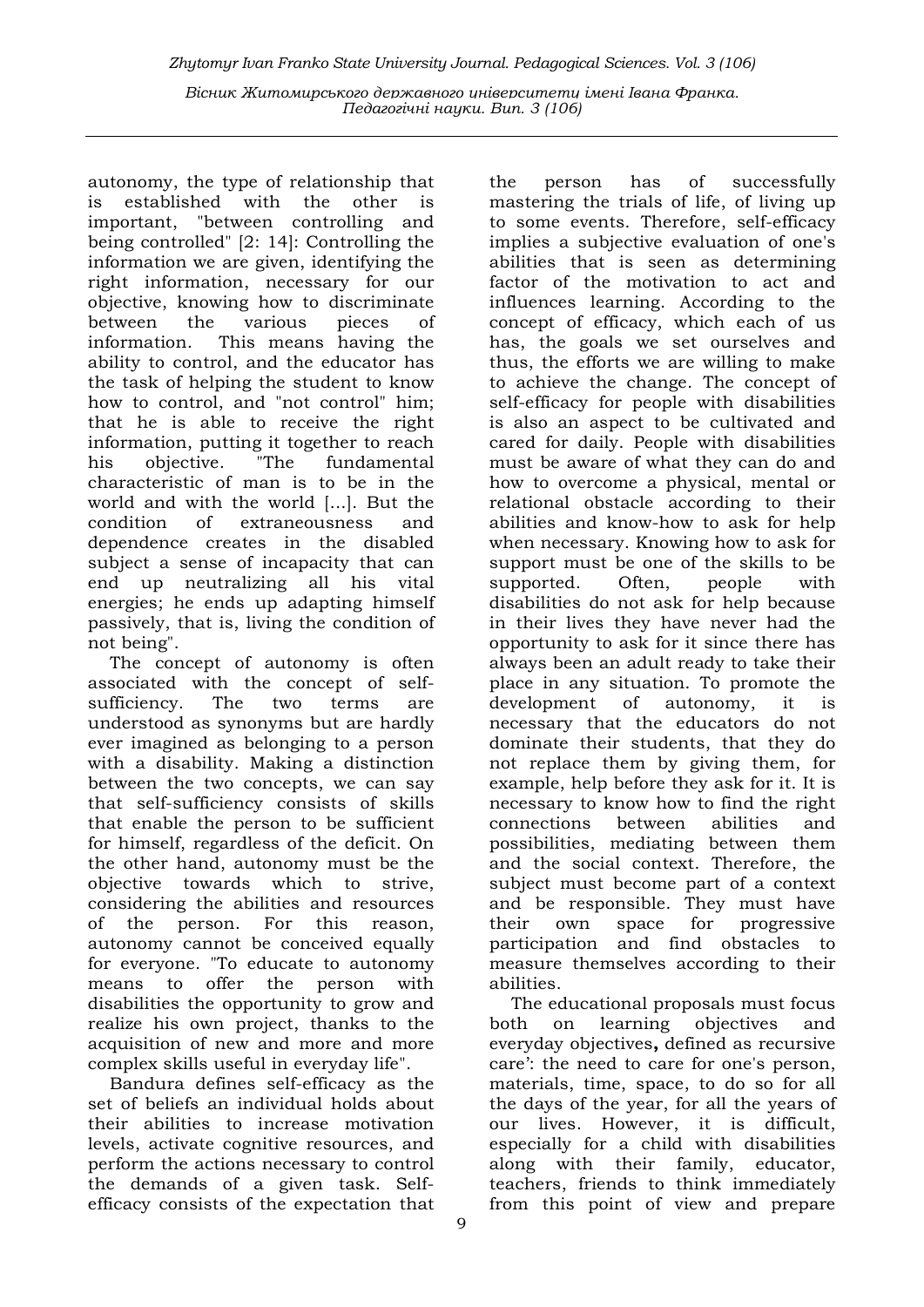autonomy, the type of relationship that is established with the other is important, "between controlling and being controlled" [2: 14]: Controlling the information we are given, identifying the right information, necessary for our objective, knowing how to discriminate between the various pieces of information. This means having the ability to control, and the educator has the task of helping the student to know how to control, and "not control" him; that he is able to receive the right information, putting it together to reach his objective. "The fundamental characteristic of man is to be in the world and with the world [...]. But the condition of extraneousness and dependence creates in the disabled subject a sense of incapacity that can end up neutralizing all his vital energies; he ends up adapting himself passively, that is, living the condition of not being".

The concept of autonomy is often associated with the concept of self-sufficiency. The two terms are understood as synonyms but are hardly ever imagined as belonging to a person with a disability. Making a distinction between the two concepts, we can say that self-sufficiency consists of skills that enable the person to be sufficient for himself, regardless of the deficit. On the other hand, autonomy must be the objective towards which to strive, considering the abilities and resources of the person. For this reason, autonomy cannot be conceived equally for everyone. "To educate to autonomy means to offer the person with disabilities the opportunity to grow and realize his own project, thanks to the acquisition of new and more and more complex skills useful in everyday life".

Bandura defines self-efficacy as the set of beliefs an individual holds about their abilities to increase motivation levels, activate cognitive resources, and perform the actions necessary to control the demands of a given task. Self-efficacy consists of the expectation that the person has of successfully mastering the trials of life, of living up to some events. Therefore, self-efficacy implies a subjective evaluation of one's abilities that is seen as determining factor of the motivation to act and influences learning. According to the concept of efficacy, which each of us has, the goals we set ourselves and thus, the efforts we are willing to make to achieve the change. The concept of self-efficacy for people with disabilities is also an aspect to be cultivated and cared for daily. People with disabilities must be aware of what they can do and how to overcome a physical, mental or relational obstacle according to their abilities and know-how to ask for help when necessary. Knowing how to ask for support must be one of the skills to be supported. Often, people with disabilities do not ask for help because in their lives they have never had the opportunity to ask for it since there has always been an adult ready to take their place in any situation. To promote the development of autonomy, it is necessary that the educators do not dominate their students, that they do not replace them by giving them, for example, help before they ask for it. It is necessary to know how to find the right connections between abilities and possibilities, mediating between them and the social context. Therefore, the subject must become part of a context and be responsible. They must have their own space for progressive participation and find obstacles to measure themselves according to their abilities.

The educational proposals must focus both on learning objectives and everyday objectives**,** defined as recursive care': the need to care for one's person, materials, time, space, to do so for all the days of the year, for all the years of our lives. However, it is difficult, especially for a child with disabilities along with their family, educator, teachers, friends to think immediately from this point of view and prepare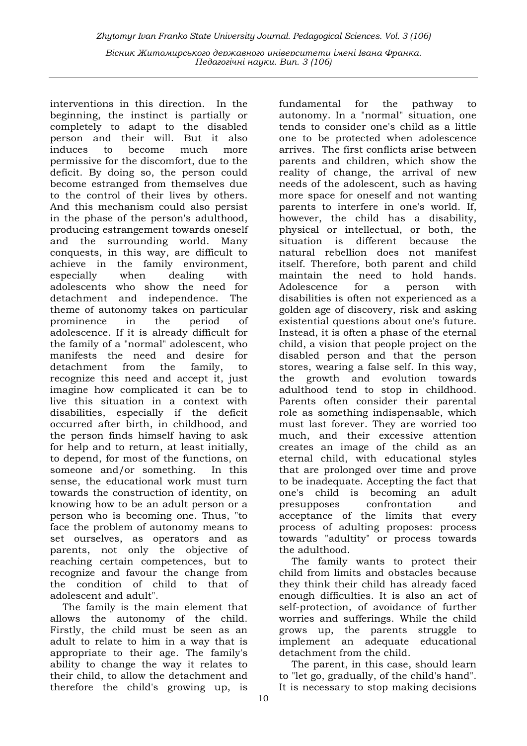interventions in this direction. In the beginning, the instinct is partially or completely to adapt to the disabled person and their will. But it also induces to become much more permissive for the discomfort, due to the deficit. By doing so, the person could become estranged from themselves due to the control of their lives by others. And this mechanism could also persist in the phase of the person's adulthood, producing estrangement towards oneself and the surrounding world. Many conquests, in this way, are difficult to achieve in the family environment, especially when dealing with adolescents who show the need for detachment and independence. The theme of autonomy takes on particular prominence in the period of adolescence. If it is already difficult for the family of a "normal" adolescent, who manifests the need and desire for detachment from the family, to recognize this need and accept it, just imagine how complicated it can be to live this situation in a context with disabilities, especially if the deficit occurred after birth, in childhood, and the person finds himself having to ask for help and to return, at least initially, to depend, for most of the functions, on someone and/or something. In this sense, the educational work must turn towards the construction of identity, on knowing how to be an adult person or a person who is becoming one. Thus, "to face the problem of autonomy means to set ourselves, as operators and as parents, not only the objective of reaching certain competences, but to recognize and favour the change from the condition of child to that of adolescent and adult".

The family is the main element that allows the autonomy of the child. Firstly, the child must be seen as an adult to relate to him in a way that is appropriate to their age. The family's ability to change the way it relates to their child, to allow the detachment and therefore the child's growing up, is fundamental for the pathway to autonomy. In a "normal" situation, one tends to consider one's child as a little one to be protected when adolescence arrives. The first conflicts arise between parents and children, which show the reality of change, the arrival of new needs of the adolescent, such as having more space for oneself and not wanting parents to interfere in one's world. If, however, the child has a disability, physical or intellectual, or both, the situation is different because the natural rebellion does not manifest itself. Therefore, both parent and child maintain the need to hold hands. Adolescence for a person with disabilities is often not experienced as a golden age of discovery, risk and asking existential questions about one's future. Instead, it is often a phase of the eternal child, a vision that people project on the disabled person and that the person stores, wearing a false self. In this way, the growth and evolution towards adulthood tend to stop in childhood. Parents often consider their parental role as something indispensable, which must last forever. They are worried too much, and their excessive attention creates an image of the child as an eternal child, with educational styles that are prolonged over time and prove to be inadequate. Accepting the fact that one's child is becoming an adult presupposes confrontation and acceptance of the limits that every process of adulting proposes: process towards "adultity" or process towards the adulthood.

The family wants to protect their child from limits and obstacles because they think their child has already faced enough difficulties. It is also an act of self-protection, of avoidance of further worries and sufferings. While the child grows up, the parents struggle to implement an adequate educational detachment from the child.

The parent, in this case, should learn to "let go, gradually, of the child's hand". It is necessary to stop making decisions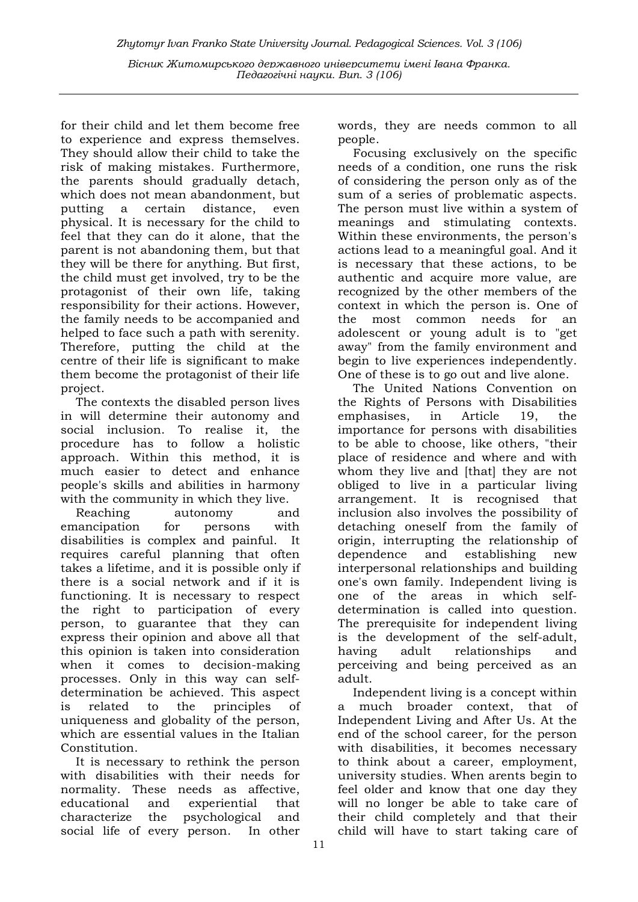for their child and let them become free to experience and express themselves. They should allow their child to take the risk of making mistakes. Furthermore, the parents should gradually detach, which does not mean abandonment, but putting a certain distance, even physical. It is necessary for the child to feel that they can do it alone, that the parent is not abandoning them, but that they will be there for anything. But first, the child must get involved, try to be the protagonist of their own life, taking responsibility for their actions. However, the family needs to be accompanied and helped to face such a path with serenity. Therefore, putting the child at the centre of their life is significant to make them become the protagonist of their life project.

The contexts the disabled person lives in will determine their autonomy and social inclusion. To realise it, the procedure has to follow a holistic approach. Within this method, it is much easier to detect and enhance people's skills and abilities in harmony with the community in which they live.

Reaching autonomy and emancipation for persons with disabilities is complex and painful. It requires careful planning that often takes a lifetime, and it is possible only if there is a social network and if it is functioning. It is necessary to respect the right to participation of every person, to guarantee that they can express their opinion and above all that this opinion is taken into consideration when it comes to decision-making processes. Only in this way can self-determination be achieved. This aspect is related to the principles of uniqueness and globality of the person, which are essential values in the Italian Constitution.

It is necessary to rethink the person with disabilities with their needs for normality. These needs as affective, educational and experiential that characterize the psychological and social life of every person. In other words, they are needs common to all people.

Focusing exclusively on the specific needs of a condition, one runs the risk of considering the person only as of the sum of a series of problematic aspects. The person must live within a system of meanings and stimulating contexts. Within these environments, the person's actions lead to a meaningful goal. And it is necessary that these actions, to be authentic and acquire more value, are recognized by the other members of the context in which the person is. One of the most common needs for an adolescent or young adult is to "get away" from the family environment and begin to live experiences independently. One of these is to go out and live alone.

The United Nations Convention on the Rights of Persons with Disabilities emphasises, in Article 19, the importance for persons with disabilities to be able to choose, like others, "their place of residence and where and with whom they live and [that] they are not obliged to live in a particular living arrangement. It is recognised that inclusion also involves the possibility of detaching oneself from the family of origin, interrupting the relationship of dependence and establishing new interpersonal relationships and building one's own family. Independent living is one of the areas in which self-determination is called into question. The prerequisite for independent living is the development of the self-adult, having adult relationships and perceiving and being perceived as an adult.

Independent living is a concept within a much broader context, that of Independent Living and After Us. At the end of the school career, for the person with disabilities, it becomes necessary to think about a career, employment, university studies. When arents begin to feel older and know that one day they will no longer be able to take care of their child completely and that their child will have to start taking care of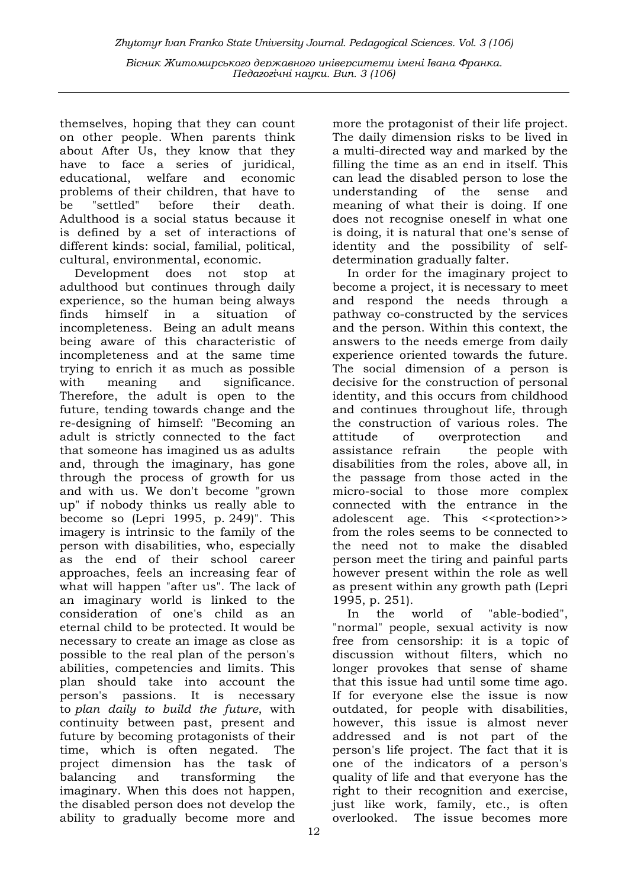themselves, hoping that they can count on other people. When parents think about After Us, they know that they have to face a series of juridical, educational, welfare and economic problems of their children, that have to be "settled" before their death. Adulthood is a social status because it is defined by a set of interactions of different kinds: social, familial, political, cultural, environmental, economic.

Development does not stop at adulthood but continues through daily experience, so the human being always finds himself in a situation of incompleteness. Being an adult means being aware of this characteristic of incompleteness and at the same time trying to enrich it as much as possible with meaning and significance. Therefore, the adult is open to the future, tending towards change and the re-designing of himself: "Becoming an adult is strictly connected to the fact that someone has imagined us as adults and, through the imaginary, has gone through the process of growth for us and with us. We don't become "grown up" if nobody thinks us really able to become so (Lepri 1995, p. 249)". This imagery is intrinsic to the family of the person with disabilities, who, especially as the end of their school career approaches, feels an increasing fear of what will happen "after us". The lack of an imaginary world is linked to the consideration of one's child as an eternal child to be protected. It would be necessary to create an image as close as possible to the real plan of the person's abilities, competencies and limits. This plan should take into account the person's passions. It is necessary to *plan daily to build the future*, with continuity between past, present and future by becoming protagonists of their time, which is often negated. The project dimension has the task of balancing and transforming the imaginary. When this does not happen, the disabled person does not develop the ability to gradually become more and more the protagonist of their life project. The daily dimension risks to be lived in a multi-directed way and marked by the filling the time as an end in itself. This can lead the disabled person to lose the understanding of the sense and meaning of what their is doing. If one does not recognise oneself in what one is doing, it is natural that one's sense of identity and the possibility of self-determination gradually falter.

In order for the imaginary project to become a project, it is necessary to meet and respond the needs through a pathway co-constructed by the services and the person. Within this context, the answers to the needs emerge from daily experience oriented towards the future. The social dimension of a person is decisive for the construction of personal identity, and this occurs from childhood and continues throughout life, through the construction of various roles. The attitude of overprotection and assistance refrain the people with disabilities from the roles, above all, in the passage from those acted in the micro-social to those more complex connected with the entrance in the adolescent age. This <<protection>> from the roles seems to be connected to the need not to make the disabled person meet the tiring and painful parts however present within the role as well as present within any growth path (Lepri 1995, p. 251).

In the world of "able-bodied", "normal" people, sexual activity is now free from censorship: it is a topic of discussion without filters, which no longer provokes that sense of shame that this issue had until some time ago. If for everyone else the issue is now outdated, for people with disabilities, however, this issue is almost never addressed and is not part of the person's life project. The fact that it is one of the indicators of a person's quality of life and that everyone has the right to their recognition and exercise, just like work, family, etc., is often overlooked. The issue becomes more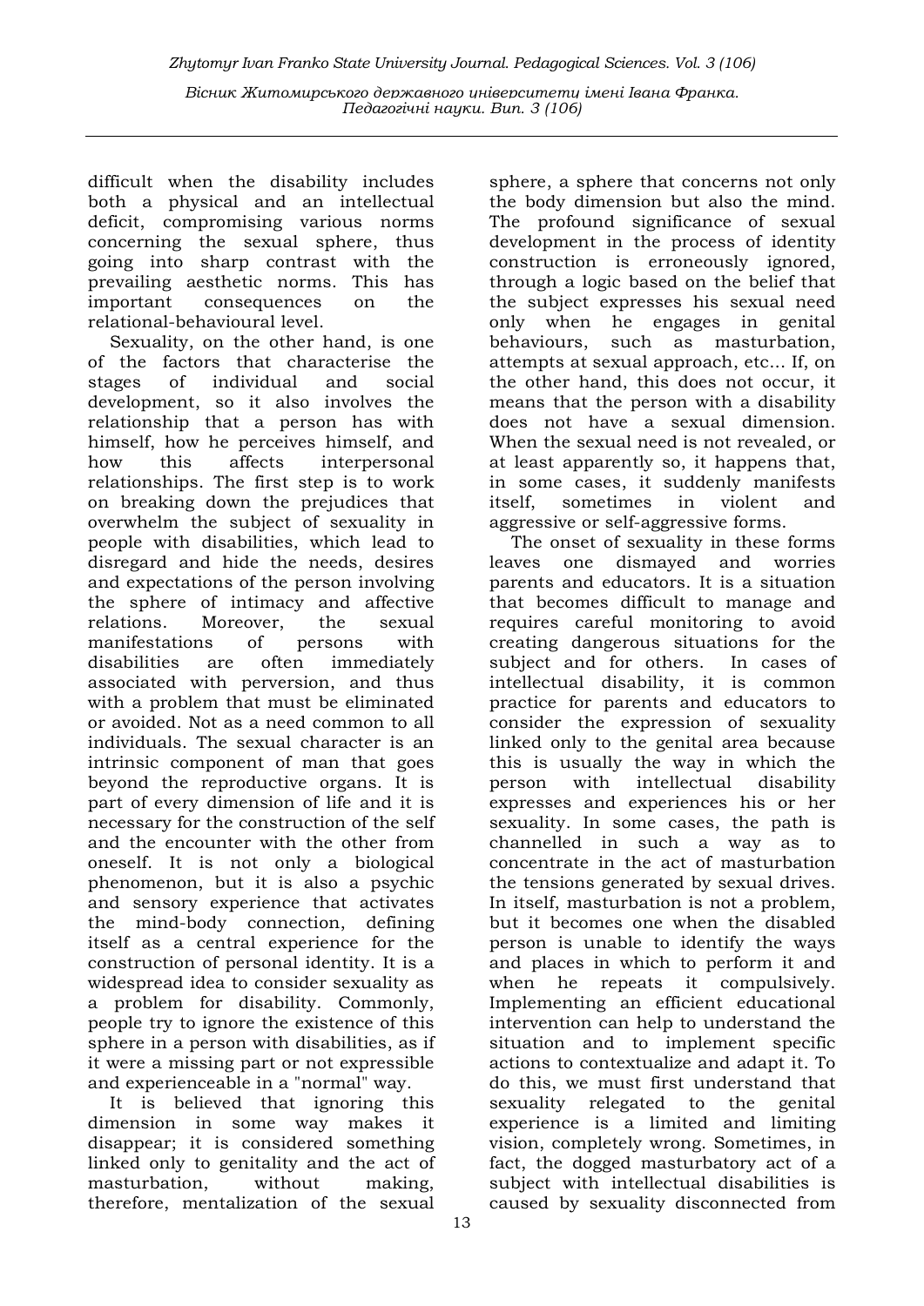difficult when the disability includes both a physical and an intellectual deficit, compromising various norms concerning the sexual sphere, thus going into sharp contrast with the prevailing aesthetic norms. This has important consequences on the relational-behavioural level.

Sexuality, on the other hand, is one of the factors that characterise the stages of individual and social development, so it also involves the relationship that a person has with himself, how he perceives himself, and how this affects interpersonal relationships. The first step is to work on breaking down the prejudices that overwhelm the subject of sexuality in people with disabilities, which lead to disregard and hide the needs, desires and expectations of the person involving the sphere of intimacy and affective relations. Moreover, the sexual manifestations of persons with disabilities are often immediately associated with perversion, and thus with a problem that must be eliminated or avoided. Not as a need common to all individuals. The sexual character is an intrinsic component of man that goes beyond the reproductive organs. It is part of every dimension of life and it is necessary for the construction of the self and the encounter with the other from oneself. It is not only a biological phenomenon, but it is also a psychic and sensory experience that activates the mind-body connection, defining itself as a central experience for the construction of personal identity. It is a widespread idea to consider sexuality as a problem for disability. Commonly, people try to ignore the existence of this sphere in a person with disabilities, as if it were a missing part or not expressible and experienceable in a "normal" way.

It is believed that ignoring this dimension in some way makes it disappear; it is considered something linked only to genitality and the act of masturbation, without making, therefore, mentalization of the sexual sphere, a sphere that concerns not only the body dimension but also the mind. The profound significance of sexual development in the process of identity construction is erroneously ignored, through a logic based on the belief that the subject expresses his sexual need only when he engages in genital behaviours, such as masturbation, attempts at sexual approach, etc... If, on the other hand, this does not occur, it means that the person with a disability does not have a sexual dimension. When the sexual need is not revealed, or at least apparently so, it happens that, in some cases, it suddenly manifests itself, sometimes in violent and aggressive or self-aggressive forms.

The onset of sexuality in these forms leaves one dismayed and worries parents and educators. It is a situation that becomes difficult to manage and requires careful monitoring to avoid creating dangerous situations for the subject and for others. In cases of intellectual disability, it is common practice for parents and educators to consider the expression of sexuality linked only to the genital area because this is usually the way in which the person with intellectual disability expresses and experiences his or her sexuality. In some cases, the path is channelled in such a way as to concentrate in the act of masturbation the tensions generated by sexual drives. In itself, masturbation is not a problem, but it becomes one when the disabled person is unable to identify the ways and places in which to perform it and when he repeats it compulsively. Implementing an efficient educational intervention can help to understand the situation and to implement specific actions to contextualize and adapt it. To do this, we must first understand that sexuality relegated to the genital experience is a limited and limiting vision, completely wrong. Sometimes, in fact, the dogged masturbatory act of a subject with intellectual disabilities is caused by sexuality disconnected from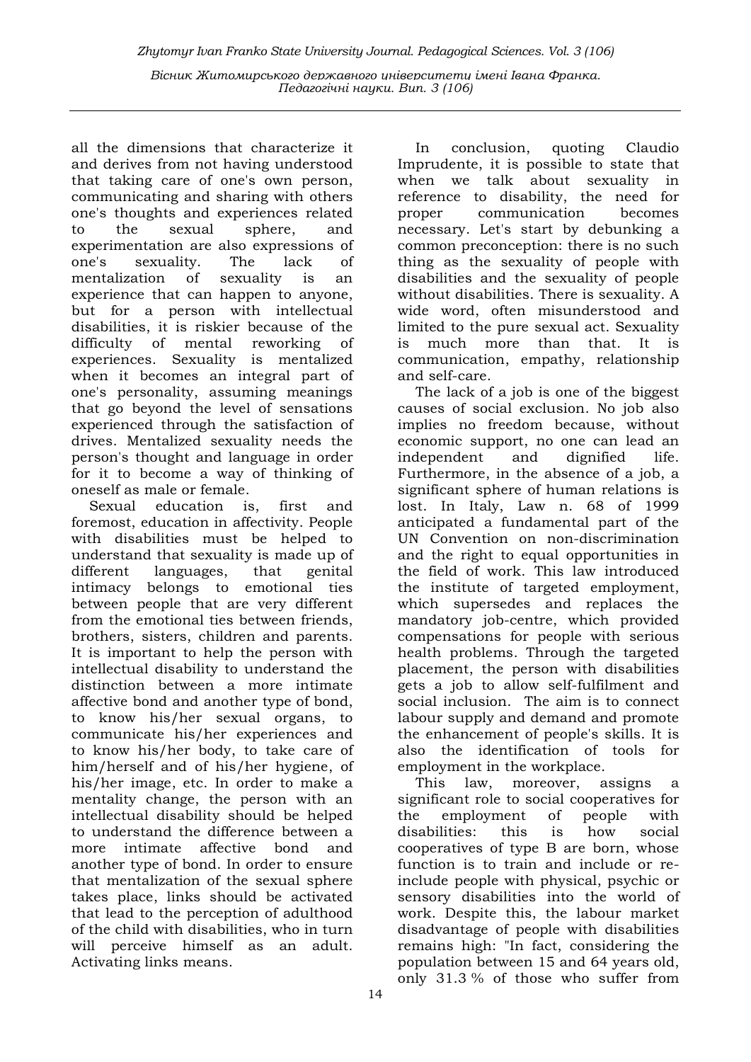all the dimensions that characterize it and derives from not having understood that taking care of one's own person, communicating and sharing with others one's thoughts and experiences related to the sexual sphere, and experimentation are also expressions of one's sexuality. The lack of mentalization of sexuality is an experience that can happen to anyone, but for a person with intellectual disabilities, it is riskier because of the difficulty of mental reworking of experiences. Sexuality is mentalized when it becomes an integral part of one's personality, assuming meanings that go beyond the level of sensations experienced through the satisfaction of drives. Mentalized sexuality needs the person's thought and language in order for it to become a way of thinking of oneself as male or female.

Sexual education is, first and foremost, education in affectivity. People with disabilities must be helped to understand that sexuality is made up of different languages, that genital intimacy belongs to emotional ties between people that are very different from the emotional ties between friends, brothers, sisters, children and parents. It is important to help the person with intellectual disability to understand the distinction between a more intimate affective bond and another type of bond, to know his/her sexual organs, to communicate his/her experiences and to know his/her body, to take care of him/herself and of his/her hygiene, of his/her image, etc. In order to make a mentality change, the person with an intellectual disability should be helped to understand the difference between a more intimate affective bond and another type of bond. In order to ensure that mentalization of the sexual sphere takes place, links should be activated that lead to the perception of adulthood of the child with disabilities, who in turn will perceive himself as an adult. Activating links means.

In conclusion, quoting Claudio Imprudente, it is possible to state that when we talk about sexuality in reference to disability, the need for proper communication becomes necessary. Let's start by debunking a common preconception: there is no such thing as the sexuality of people with disabilities and the sexuality of people without disabilities. There is sexuality. A wide word, often misunderstood and limited to the pure sexual act. Sexuality is much more than that. It is communication, empathy, relationship and self-care.

The lack of a job is one of the biggest causes of social exclusion. No job also implies no freedom because, without economic support, no one can lead an independent and dignified life. Furthermore, in the absence of a job, a significant sphere of human relations is lost. In Italy, Law n. 68 of 1999 anticipated a fundamental part of the UN Convention on non-discrimination and the right to equal opportunities in the field of work. This law introduced the institute of targeted employment, which supersedes and replaces the mandatory job-centre, which provided compensations for people with serious health problems. Through the targeted placement, the person with disabilities gets a job to allow self-fulfilment and social inclusion. The aim is to connect labour supply and demand and promote the enhancement of people's skills. It is also the identification of tools for employment in the workplace.

This law, moreover, assigns a significant role to social cooperatives for the employment of people with disabilities: this is how social cooperatives of type B are born, whose function is to train and include or re-include people with physical, psychic or sensory disabilities into the world of work. Despite this, the labour market disadvantage of people with disabilities remains high: "In fact, considering the population between 15 and 64 years old, only 31.3 % of those who suffer from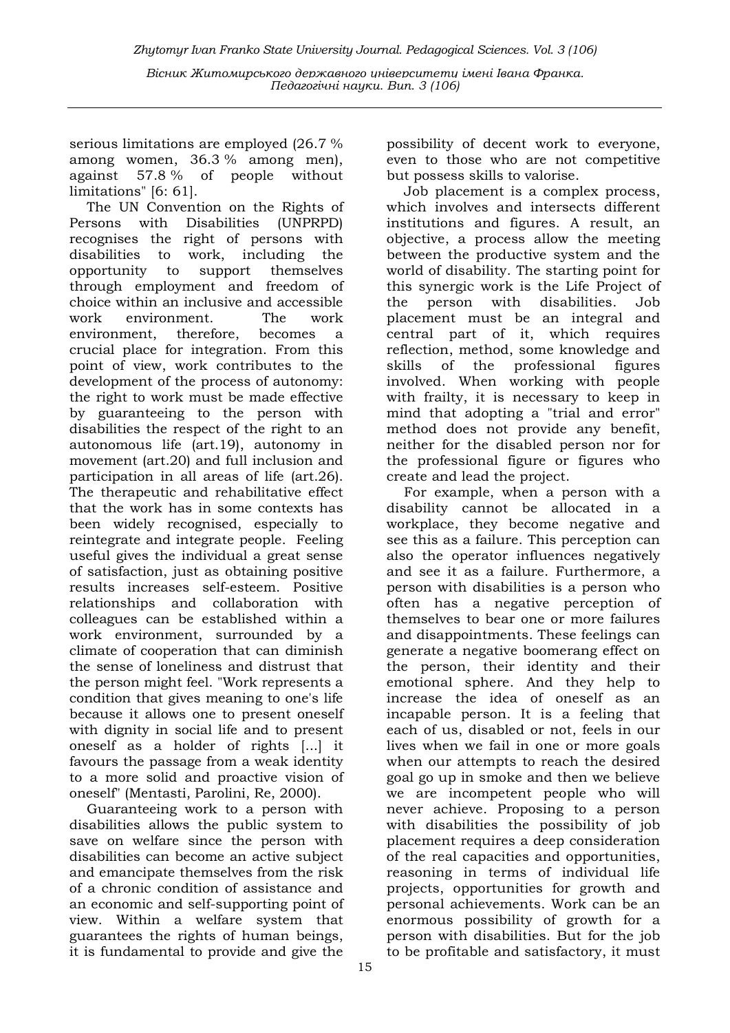serious limitations are employed (26.7 % among women, 36.3 % among men), against 57.8 % of people without limitations" [6: 61].

The UN Convention on the Rights of Persons with Disabilities (UNPRPD) recognises the right of persons with disabilities to work, including the opportunity to support themselves through employment and freedom of choice within an inclusive and accessible work environment. The work environment, therefore, becomes a crucial place for integration. From this point of view, work contributes to the development of the process of autonomy: the right to work must be made effective by guaranteeing to the person with disabilities the respect of the right to an autonomous life (art.19), autonomy in movement (art.20) and full inclusion and participation in all areas of life (art.26). The therapeutic and rehabilitative effect that the work has in some contexts has been widely recognised, especially to reintegrate and integrate people. Feeling useful gives the individual a great sense of satisfaction, just as obtaining positive results increases self-esteem. Positive relationships and collaboration with colleagues can be established within a work environment, surrounded by a climate of cooperation that can diminish the sense of loneliness and distrust that the person might feel. "Work represents a condition that gives meaning to one's life because it allows one to present oneself with dignity in social life and to present oneself as a holder of rights [...] it favours the passage from a weak identity to a more solid and proactive vision of oneself" (Mentasti, Parolini, Re, 2000).

Guaranteeing work to a person with disabilities allows the public system to save on welfare since the person with disabilities can become an active subject and emancipate themselves from the risk of a chronic condition of assistance and an economic and self-supporting point of view. Within a welfare system that guarantees the rights of human beings, it is fundamental to provide and give the possibility of decent work to everyone, even to those who are not competitive but possess skills to valorise.

Job placement is a complex process, which involves and intersects different institutions and figures. A result, an objective, a process allow the meeting between the productive system and the world of disability. The starting point for this synergic work is the Life Project of the person with disabilities. Job placement must be an integral and central part of it, which requires reflection, method, some knowledge and skills of the professional figures involved. When working with people with frailty, it is necessary to keep in mind that adopting a "trial and error" method does not provide any benefit, neither for the disabled person nor for the professional figure or figures who create and lead the project.

For example, when a person with a disability cannot be allocated in a workplace, they become negative and see this as a failure. This perception can also the operator influences negatively and see it as a failure. Furthermore, a person with disabilities is a person who often has a negative perception of themselves to bear one or more failures and disappointments. These feelings can generate a negative boomerang effect on the person, their identity and their emotional sphere. And they help to increase the idea of oneself as an incapable person. It is a feeling that each of us, disabled or not, feels in our lives when we fail in one or more goals when our attempts to reach the desired goal go up in smoke and then we believe we are incompetent people who will never achieve. Proposing to a person with disabilities the possibility of job placement requires a deep consideration of the real capacities and opportunities, reasoning in terms of individual life projects, opportunities for growth and personal achievements. Work can be an enormous possibility of growth for a person with disabilities. But for the job to be profitable and satisfactory, it must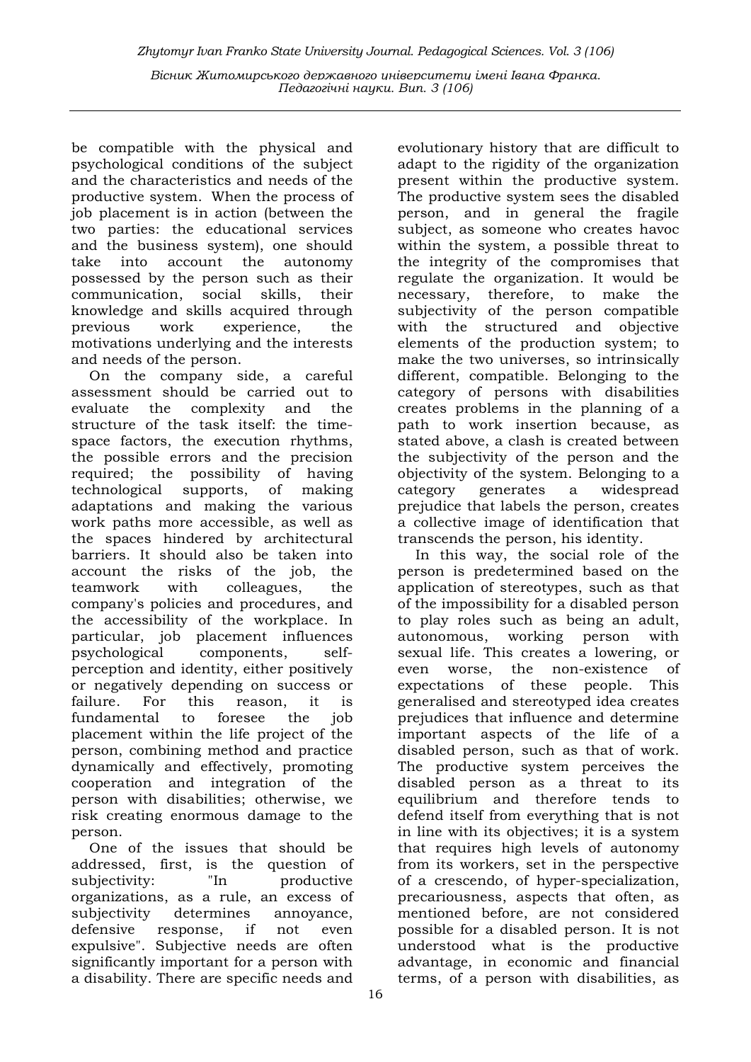be compatible with the physical and psychological conditions of the subject and the characteristics and needs of the productive system. When the process of job placement is in action (between the two parties: the educational services and the business system), one should take into account the autonomy possessed by the person such as their communication, social skills, their knowledge and skills acquired through previous work experience, the motivations underlying and the interests and needs of the person.

On the company side, a careful assessment should be carried out to evaluate the complexity and the structure of the task itself: the time-space factors, the execution rhythms, the possible errors and the precision required; the possibility of having technological supports, of making adaptations and making the various work paths more accessible, as well as the spaces hindered by architectural barriers. It should also be taken into account the risks of the job, the teamwork with colleagues, the company's policies and procedures, and the accessibility of the workplace. In particular, job placement influences psychological components, self-perception and identity, either positively or negatively depending on success or failure. For this reason, it is fundamental to foresee the job placement within the life project of the person, combining method and practice dynamically and effectively, promoting cooperation and integration of the person with disabilities; otherwise, we risk creating enormous damage to the person.

One of the issues that should be addressed, first, is the question of subjectivity: "In productive organizations, as a rule, an excess of subjectivity determines annoyance, defensive response, if not even expulsive". Subjective needs are often significantly important for a person with a disability. There are specific needs and evolutionary history that are difficult to adapt to the rigidity of the organization present within the productive system. The productive system sees the disabled person, and in general the fragile subject, as someone who creates havoc within the system, a possible threat to the integrity of the compromises that regulate the organization. It would be necessary, therefore, to make the subjectivity of the person compatible with the structured and objective elements of the production system; to make the two universes, so intrinsically different, compatible. Belonging to the category of persons with disabilities creates problems in the planning of a path to work insertion because, as stated above, a clash is created between the subjectivity of the person and the objectivity of the system. Belonging to a category generates a widespread prejudice that labels the person, creates a collective image of identification that transcends the person, his identity.

In this way, the social role of the person is predetermined based on the application of stereotypes, such as that of the impossibility for a disabled person to play roles such as being an adult, autonomous, working person with sexual life. This creates a lowering, or even worse, the non-existence of expectations of these people. This generalised and stereotyped idea creates prejudices that influence and determine important aspects of the life of a disabled person, such as that of work. The productive system perceives the disabled person as a threat to its equilibrium and therefore tends to defend itself from everything that is not in line with its objectives; it is a system that requires high levels of autonomy from its workers, set in the perspective of a crescendo, of hyper-specialization, precariousness, aspects that often, as mentioned before, are not considered possible for a disabled person. It is not understood what is the productive advantage, in economic and financial terms, of a person with disabilities, as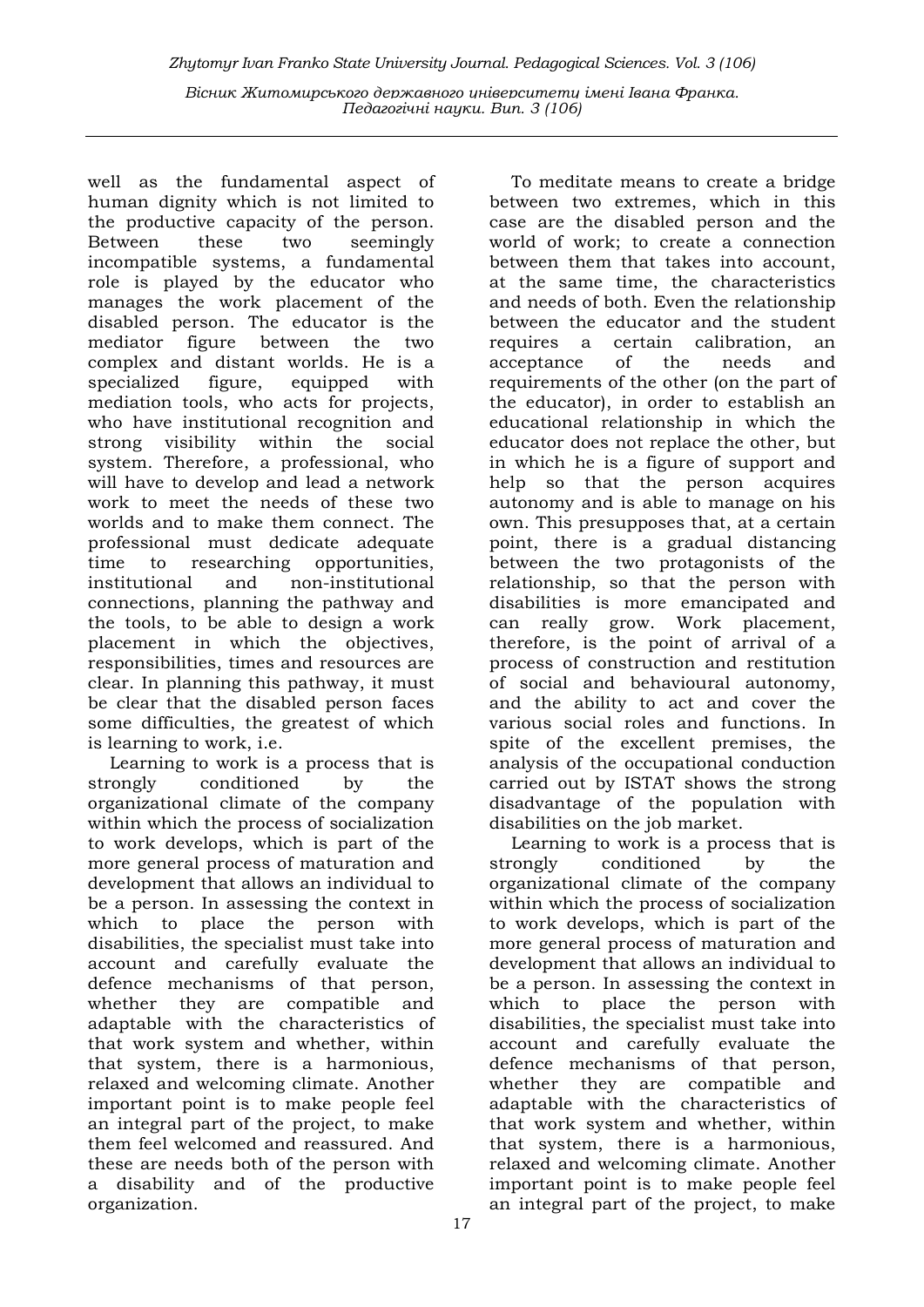well as the fundamental aspect of human dignity which is not limited to the productive capacity of the person. Between these two seemingly incompatible systems, a fundamental role is played by the educator who manages the work placement of the disabled person. The educator is the mediator figure between the two complex and distant worlds. He is a specialized figure, equipped with mediation tools, who acts for projects, who have institutional recognition and strong visibility within the social system. Therefore, a professional, who will have to develop and lead a network work to meet the needs of these two worlds and to make them connect. The professional must dedicate adequate time to researching opportunities, institutional and non-institutional connections, planning the pathway and the tools, to be able to design a work placement in which the objectives, responsibilities, times and resources are clear. In planning this pathway, it must be clear that the disabled person faces some difficulties, the greatest of which is learning to work, i.e.

Learning to work is a process that is strongly conditioned by the organizational climate of the company within which the process of socialization to work develops, which is part of the more general process of maturation and development that allows an individual to be a person. In assessing the context in which to place the person with disabilities, the specialist must take into account and carefully evaluate the defence mechanisms of that person, whether they are compatible and adaptable with the characteristics of that work system and whether, within that system, there is a harmonious, relaxed and welcoming climate. Another important point is to make people feel an integral part of the project, to make them feel welcomed and reassured. And these are needs both of the person with a disability and of the productive organization.

To meditate means to create a bridge between two extremes, which in this case are the disabled person and the world of work; to create a connection between them that takes into account, at the same time, the characteristics and needs of both. Even the relationship between the educator and the student requires a certain calibration, an acceptance of the needs and requirements of the other (on the part of the educator), in order to establish an educational relationship in which the educator does not replace the other, but in which he is a figure of support and help so that the person acquires autonomy and is able to manage on his own. This presupposes that, at a certain point, there is a gradual distancing between the two protagonists of the relationship, so that the person with disabilities is more emancipated and can really grow. Work placement, therefore, is the point of arrival of a process of construction and restitution of social and behavioural autonomy, and the ability to act and cover the various social roles and functions. In spite of the excellent premises, the analysis of the occupational conduction carried out by ISTAT shows the strong disadvantage of the population with disabilities on the job market.

Learning to work is a process that is strongly conditioned by the organizational climate of the company within which the process of socialization to work develops, which is part of the more general process of maturation and development that allows an individual to be a person. In assessing the context in which to place the person with disabilities, the specialist must take into account and carefully evaluate the defence mechanisms of that person, whether they are compatible and adaptable with the characteristics of that work system and whether, within that system, there is a harmonious, relaxed and welcoming climate. Another important point is to make people feel an integral part of the project, to make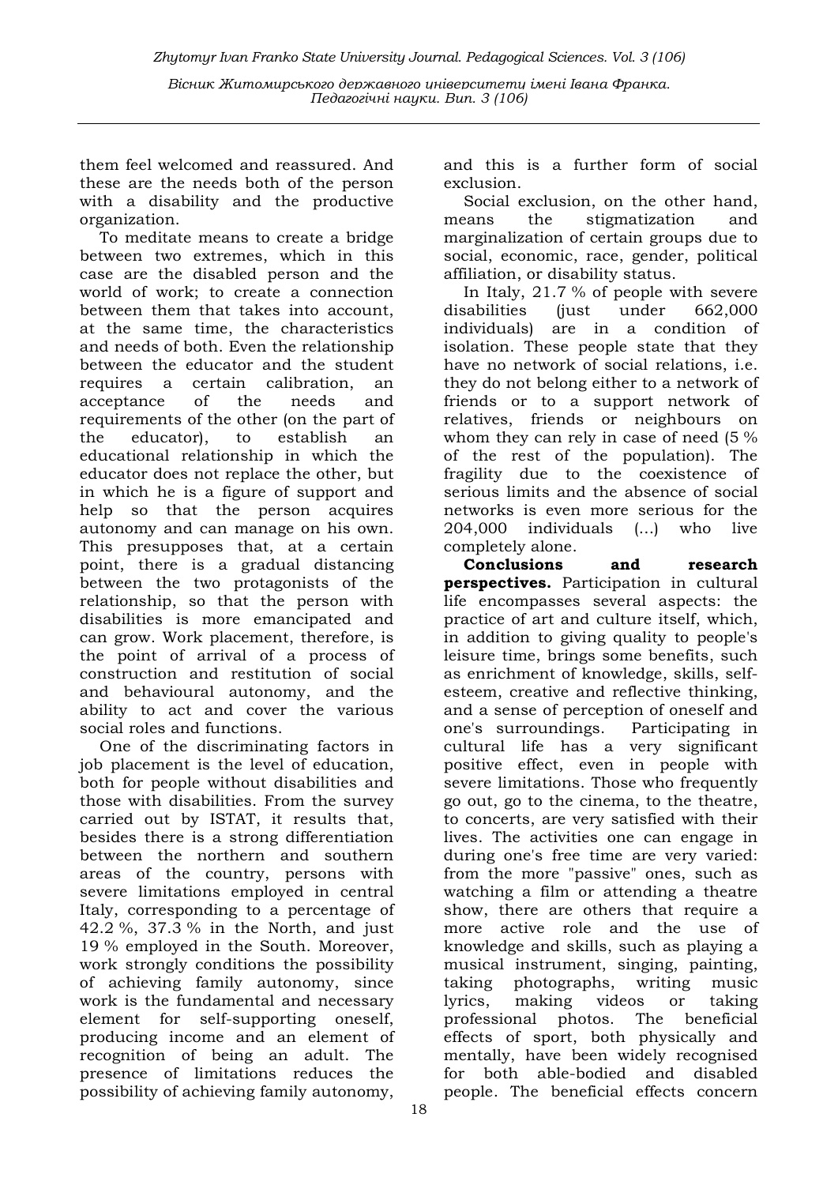them feel welcomed and reassured. And these are the needs both of the person with a disability and the productive organization.

To meditate means to create a bridge between two extremes, which in this case are the disabled person and the world of work; to create a connection between them that takes into account, at the same time, the characteristics and needs of both. Even the relationship between the educator and the student requires a certain calibration, an acceptance of the needs and requirements of the other (on the part of the educator), to establish an educational relationship in which the educator does not replace the other, but in which he is a figure of support and help so that the person acquires autonomy and can manage on his own. This presupposes that, at a certain point, there is a gradual distancing between the two protagonists of the relationship, so that the person with disabilities is more emancipated and can grow. Work placement, therefore, is the point of arrival of a process of construction and restitution of social and behavioural autonomy, and the ability to act and cover the various social roles and functions.

One of the discriminating factors in job placement is the level of education, both for people without disabilities and those with disabilities. From the survey carried out by ISTAT, it results that, besides there is a strong differentiation between the northern and southern areas of the country, persons with severe limitations employed in central Italy, corresponding to a percentage of 42.2 %, 37.3 % in the North, and just 19 % employed in the South. Moreover, work strongly conditions the possibility of achieving family autonomy, since work is the fundamental and necessary element for self-supporting oneself, producing income and an element of recognition of being an adult. The presence of limitations reduces the possibility of achieving family autonomy, and this is a further form of social exclusion.

Social exclusion, on the other hand, means the stigmatization and marginalization of certain groups due to social, economic, race, gender, political affiliation, or disability status.

In Italy, 21.7 % of people with severe disabilities (just under 662,000 individuals) are in a condition of isolation. These people state that they have no network of social relations, i.e. they do not belong either to a network of friends or to a support network of relatives, friends or neighbours on whom they can rely in case of need (5 % of the rest of the population). The fragility due to the coexistence of serious limits and the absence of social networks is even more serious for the 204,000 individuals (...) who live completely alone.

**Conclusions and research perspectives.** Participation in cultural life encompasses several aspects: the practice of art and culture itself, which, in addition to giving quality to people's leisure time, brings some benefits, such as enrichment of knowledge, skills, self-esteem, creative and reflective thinking, and a sense of perception of oneself and one's surroundings. Participating in cultural life has a very significant positive effect, even in people with severe limitations. Those who frequently go out, go to the cinema, to the theatre, to concerts, are very satisfied with their lives. The activities one can engage in during one's free time are very varied: from the more "passive" ones, such as watching a film or attending a theatre show, there are others that require a more active role and the use of knowledge and skills, such as playing a musical instrument, singing, painting, taking photographs, writing music lyrics, making videos or taking professional photos. The beneficial effects of sport, both physically and mentally, have been widely recognised for both able-bodied and disabled people. The beneficial effects concern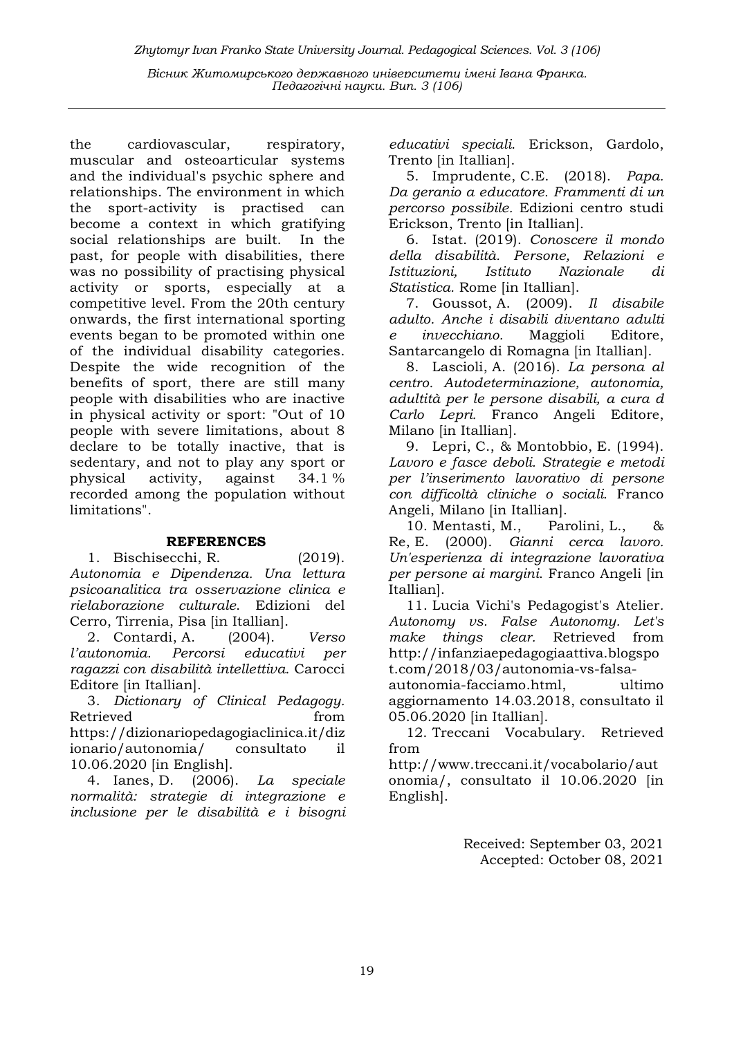the cardiovascular, respiratory, muscular and osteoarticular systems and the individual's psychic sphere and relationships. The environment in which the sport-activity is practised can become a context in which gratifying social relationships are built. In the past, for people with disabilities, there was no possibility of practising physical activity or sports, especially at a competitive level. From the 20th century onwards, the first international sporting events began to be promoted within one of the individual disability categories. Despite the wide recognition of the benefits of sport, there are still many people with disabilities who are inactive in physical activity or sport: "Out of 10 people with severe limitations, about 8 declare to be totally inactive, that is sedentary, and not to play any sport or physical activity, against 34.1 % recorded among the population without limitations".

## REFERENCES

1. Bischisecchi, R. (2019). *Autonomia e Dipendenza. Una lettura psicoanalitica tra osservazione clinica e rielaborazione culturale*. Edizioni del Cerro, Tirrenia, Pisa [in Itallian].
2. Contardi, A. (2004). *Verso l'autonomia. Percorsi educativi per ragazzi con disabilità intellettiva*. Carocci Editore [in Itallian].
3. *Dictionary of Clinical Pedagogy.* Retrieved from https://dizionariopedagogiaclinica.it/dizionario/autonomia/ consultato il 10.06.2020 [in English].
4. Ianes, D. (2006). *La speciale normalità: strategie di integrazione e inclusione per le disabilità e i bisogni educativi speciali*. Erickson, Gardolo, Trento [in Itallian].
5. Imprudente, C.E. (2018). *Papa. Da geranio a educatore. Frammenti di un percorso possibile*. Edizioni centro studi Erickson, Trento [in Itallian].
6. Istat. (2019). *Conoscere il mondo della disabilità. Persone, Relazioni e Istituzioni, Istituto Nazionale di Statistica.* Rome [in Itallian].
7. Goussot, A. (2009). *Il disabile adulto. Anche i disabili diventano adulti e invecchiano.* Maggioli Editore, Santarcangelo di Romagna [in Itallian].
8. Lascioli, A. (2016). *La persona al centro. Autodeterminazione, autonomia, adultità per le persone disabili, a cura d Carlo Lepri.* Franco Angeli Editore, Milano [in Itallian].
9. Lepri, C., & Montobbio, E. (1994). *Lavoro e fasce deboli. Strategie e metodi per l'inserimento lavorativo di persone con difficoltà cliniche o sociali*. Franco Angeli, Milano [in Itallian].
10. Mentasti, M., Parolini, L., & Re, E. (2000). *Gianni cerca lavoro. Un'esperienza di integrazione lavorativa per persone ai margini*. Franco Angeli [in Itallian].
11. Lucia Vichi's Pedagogist's Atelier. *Autonomy vs. False Autonomy. Let's make things clear.* Retrieved from http://infanziaepedagogiaattiva.blogspot.com/2018/03/autonomia-vs-falsa-autonomia-facciamo.html, ultimo aggiornamento 14.03.2018, consultato il 05.06.2020 [in Itallian].
12. Treccani Vocabulary. Retrieved from http://www.treccani.it/vocabolario/autonomia/, consultato il 10.06.2020 [in English].

Received: September 03, 2021
Accepted: October 08, 2021